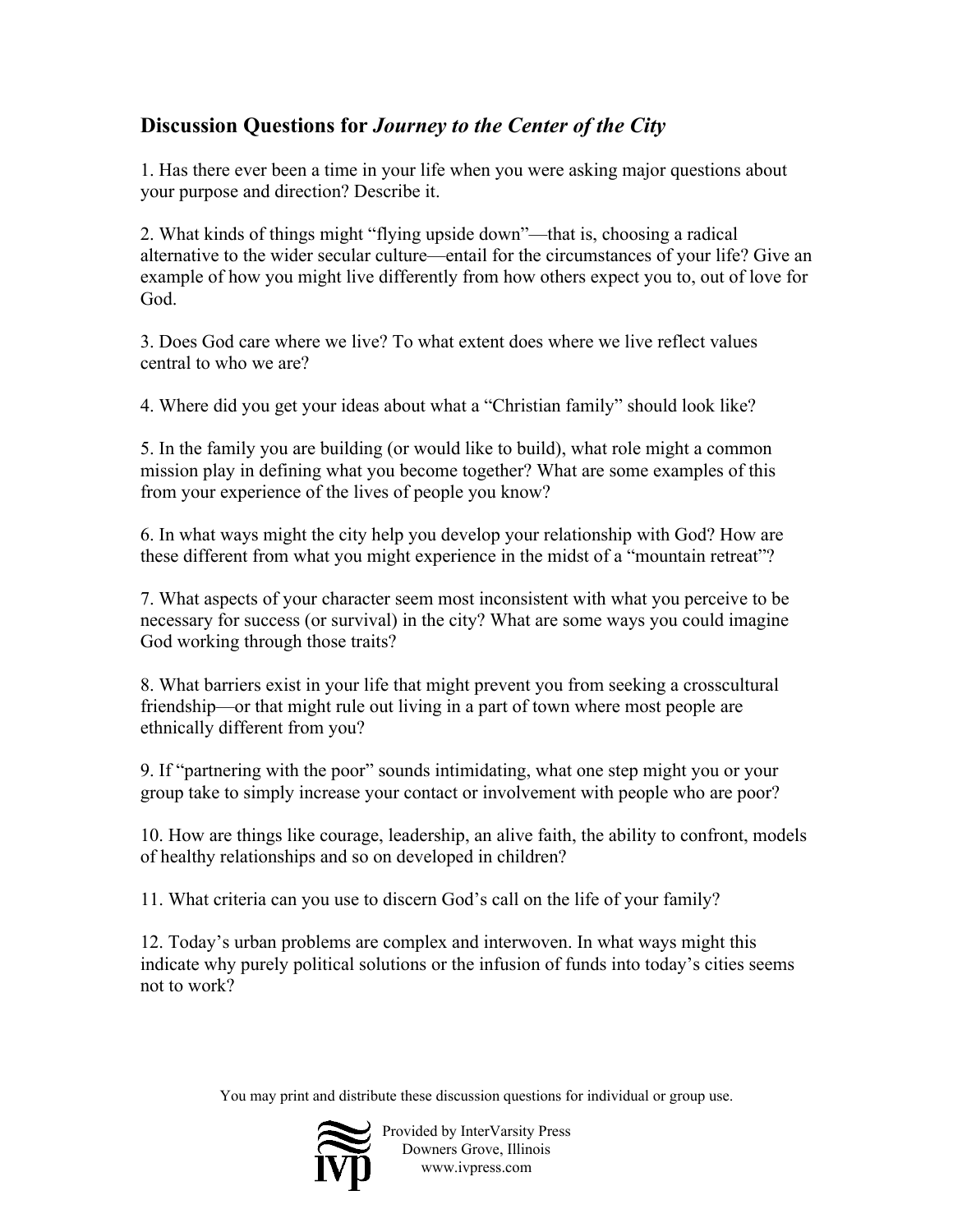## Discussion Questions for *Journey to the Center of the City*

1. Has there ever been a time in your life when you were asking major questions about your purpose and direction? Describe it.

2. What kinds of things might "flying upside down"—that is, choosing a radical alternative to the wider secular culture—entail for the circumstances of your life? Give an example of how you might live differently from how others expect you to, out of love for God.

3. Does God care where we live? To what extent does where we live reflect values central to who we are?

4. Where did you get your ideas about what a "Christian family" should look like?

5. In the family you are building (or would like to build), what role might a common mission play in defining what you become together? What are some examples of this from your experience of the lives of people you know?

6. In what ways might the city help you develop your relationship with God? How are these different from what you might experience in the midst of a "mountain retreat"?

7. What aspects of your character seem most inconsistent with what you perceive to be necessary for success (or survival) in the city? What are some ways you could imagine God working through those traits?

8. What barriers exist in your life that might prevent you from seeking a crosscultural friendship—or that might rule out living in a part of town where most people are ethnically different from you?

9. If "partnering with the poor" sounds intimidating, what one step might you or your group take to simply increase your contact or involvement with people who are poor?

10. How are things like courage, leadership, an alive faith, the ability to confront, models of healthy relationships and so on developed in children?

11. What criteria can you use to discern God's call on the life of your family?

12. Today's urban problems are complex and interwoven. In what ways might this indicate why purely political solutions or the infusion of funds into today's cities seems not to work?

You may print and distribute these discussion questions for individual or group use.

Provided by InterVarsity Press
Downers Grove, Illinois
www.ivpress.com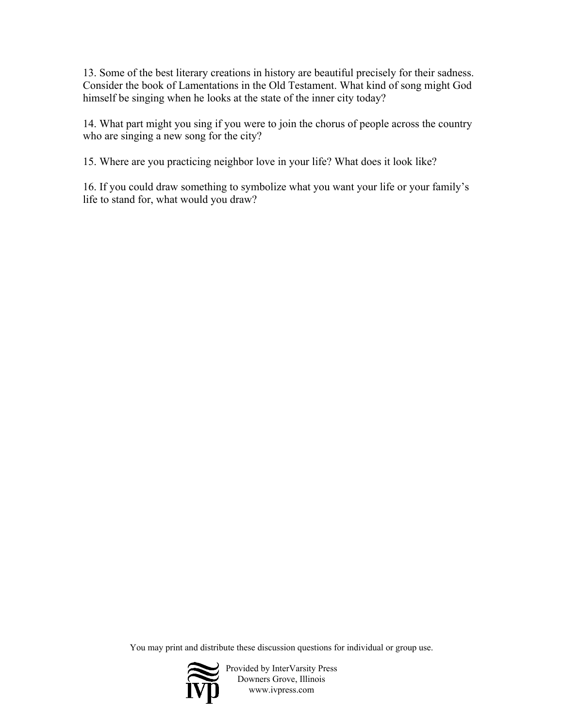13. Some of the best literary creations in history are beautiful precisely for their sadness. Consider the book of Lamentations in the Old Testament. What kind of song might God himself be singing when he looks at the state of the inner city today?

14. What part might you sing if you were to join the chorus of people across the country who are singing a new song for the city?

15. Where are you practicing neighbor love in your life? What does it look like?

16. If you could draw something to symbolize what you want your life or your family's life to stand for, what would you draw?

You may print and distribute these discussion questions for individual or group use.

Provided by InterVarsity Press
Downers Grove, Illinois
www.ivpress.com